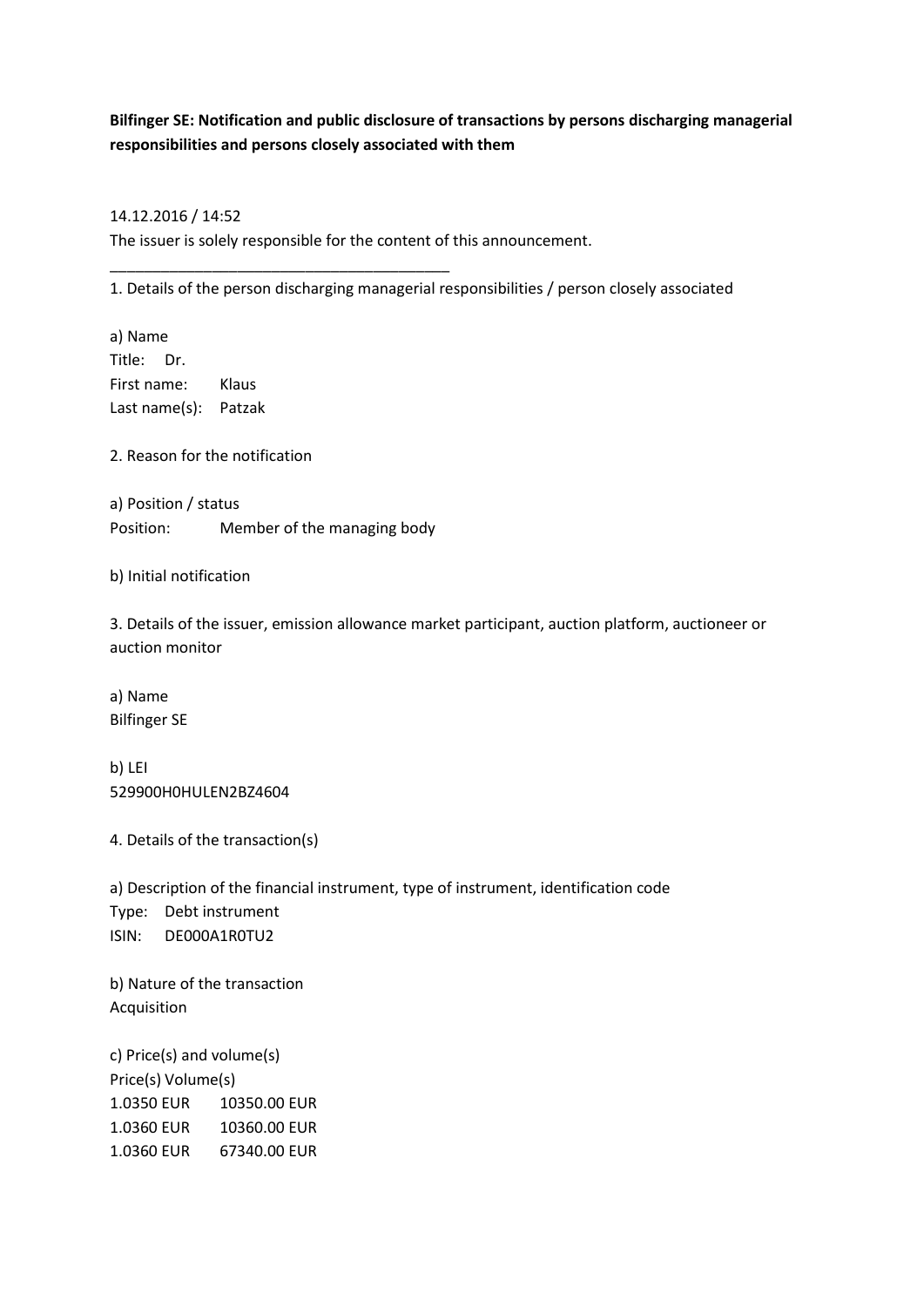**Bilfinger SE: Notification and public disclosure of transactions by persons discharging managerial responsibilities and persons closely associated with them**

14.12.2016 / 14:52

The issuer is solely responsible for the content of this announcement.

---

1. Details of the person discharging managerial responsibilities / person closely associated

a) Name

Title: Dr.

First name: Klaus

Last name(s): Patzak

2. Reason for the notification

a) Position / status

Position: Member of the managing body

b) Initial notification

3. Details of the issuer, emission allowance market participant, auction platform, auctioneer or auction monitor

a) Name

Bilfinger SE

b) LEI

529900H0HULEN2BZ4604

4. Details of the transaction(s)

a) Description of the financial instrument, type of instrument, identification code

Type: Debt instrument

ISIN: DE000A1R0TU2

b) Nature of the transaction

Acquisition

c) Price(s) and volume(s)

| Price(s) | Volume(s) |
|---|---|
| 1.0350 EUR | 10350.00 EUR |
| 1.0360 EUR | 10360.00 EUR |
| 1.0360 EUR | 67340.00 EUR |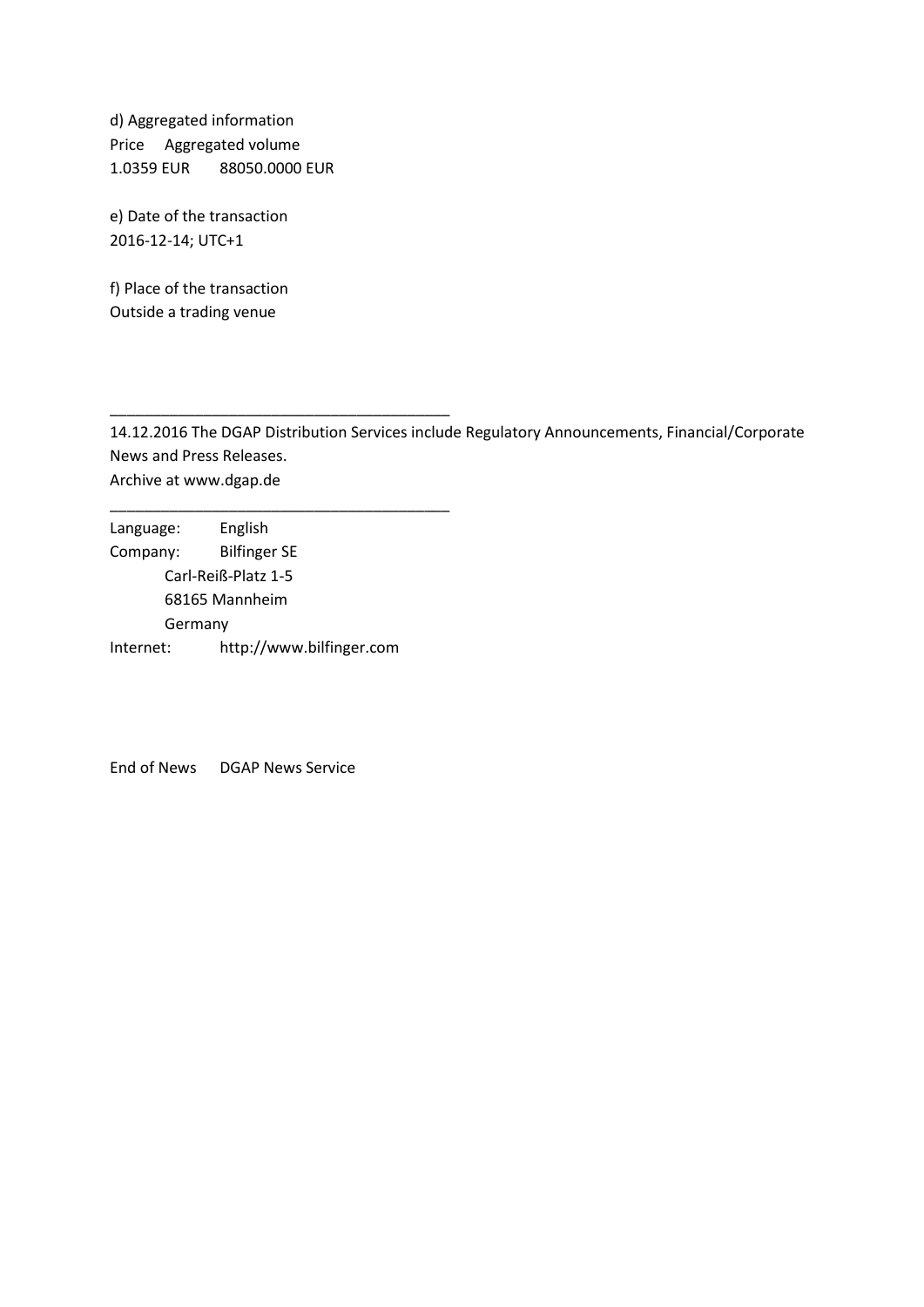d) Aggregated information

| Price | Aggregated volume |
| --- | --- |
| 1.0359 EUR | 88050.0000 EUR |

e) Date of the transaction

2016-12-14; UTC+1

f) Place of the transaction

Outside a trading venue

---

14.12.2016 The DGAP Distribution Services include Regulatory Announcements, Financial/Corporate News and Press Releases.
Archive at www.dgap.de

---

| | |
| --- | --- |
| Language: | English |
| Company: | Bilfinger SE |
| | Carl-Reiß-Platz 1-5 |
| | 68165 Mannheim |
| | Germany |
| Internet: | http://www.bilfinger.com |

End of News DGAP News Service